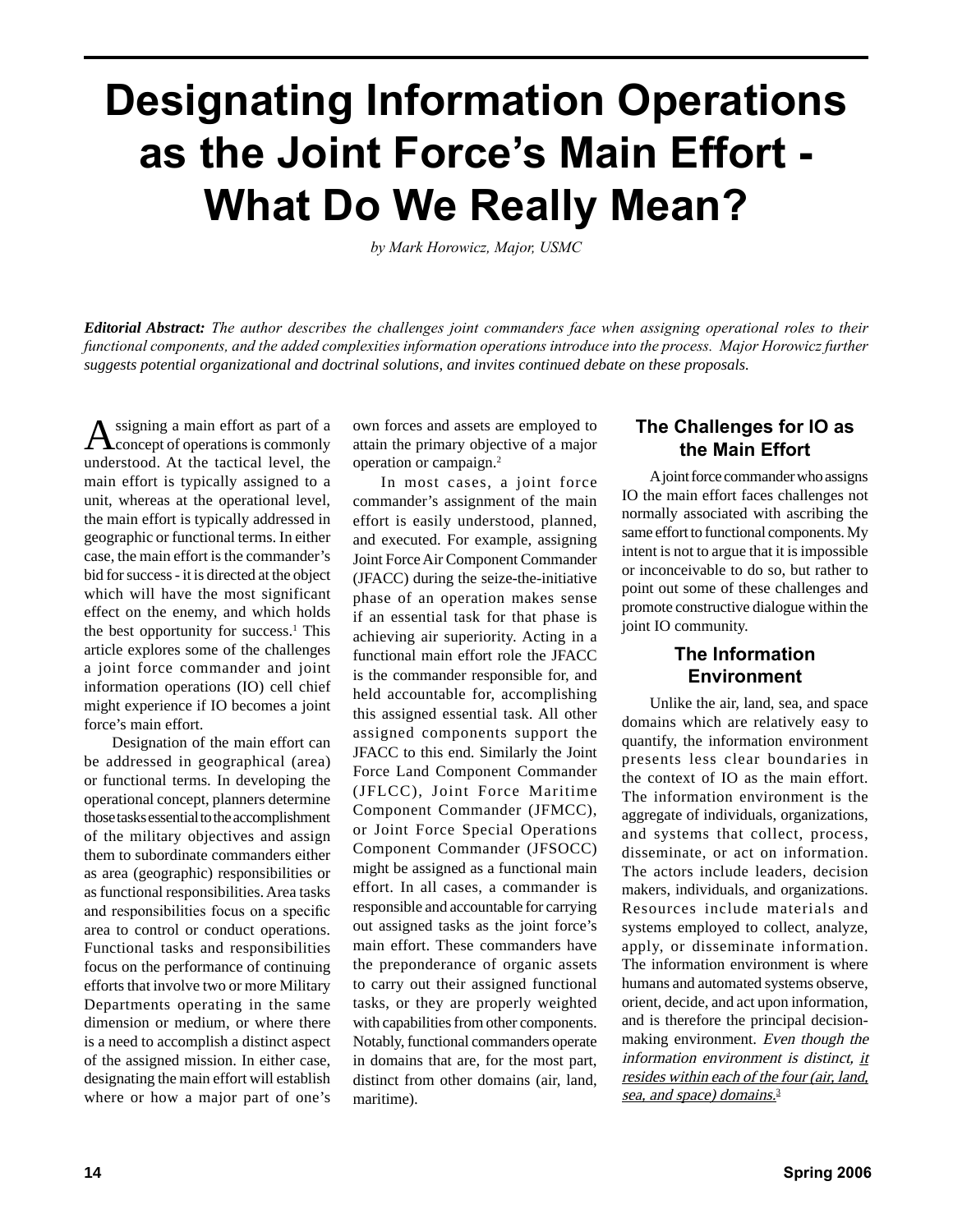# Designating Information Operations as the Joint Force's Main Effort - What Do We Really Mean?

*by Mark Horowicz, Major, USMC*

***Editorial Abstract:*** *The author describes the challenges joint commanders face when assigning operational roles to their functional components, and the added complexities information operations introduce into the process. Major Horowicz further suggests potential organizational and doctrinal solutions, and invites continued debate on these proposals.*

Assigning a main effort as part of a concept of operations is commonly understood. At the tactical level, the main effort is typically assigned to a unit, whereas at the operational level, the main effort is typically addressed in geographic or functional terms. In either case, the main effort is the commander's bid for success - it is directed at the object which will have the most significant effect on the enemy, and which holds the best opportunity for success.[1] This article explores some of the challenges a joint force commander and joint information operations (IO) cell chief might experience if IO becomes a joint force's main effort.

Designation of the main effort can be addressed in geographical (area) or functional terms. In developing the operational concept, planners determine those tasks essential to the accomplishment of the military objectives and assign them to subordinate commanders either as area (geographic) responsibilities or as functional responsibilities. Area tasks and responsibilities focus on a specific area to control or conduct operations. Functional tasks and responsibilities focus on the performance of continuing efforts that involve two or more Military Departments operating in the same dimension or medium, or where there is a need to accomplish a distinct aspect of the assigned mission. In either case, designating the main effort will establish where or how a major part of one's own forces and assets are employed to attain the primary objective of a major operation or campaign.[2]

In most cases, a joint force commander's assignment of the main effort is easily understood, planned, and executed. For example, assigning Joint Force Air Component Commander (JFACC) during the seize-the-initiative phase of an operation makes sense if an essential task for that phase is achieving air superiority. Acting in a functional main effort role the JFACC is the commander responsible for, and held accountable for, accomplishing this assigned essential task. All other assigned components support the JFACC to this end. Similarly the Joint Force Land Component Commander (JFLCC), Joint Force Maritime Component Commander (JFMCC), or Joint Force Special Operations Component Commander (JFSOCC) might be assigned as a functional main effort. In all cases, a commander is responsible and accountable for carrying out assigned tasks as the joint force's main effort. These commanders have the preponderance of organic assets to carry out their assigned functional tasks, or they are properly weighted with capabilities from other components. Notably, functional commanders operate in domains that are, for the most part, distinct from other domains (air, land, maritime).

## The Challenges for IO as the Main Effort

A joint force commander who assigns IO the main effort faces challenges not normally associated with ascribing the same effort to functional components. My intent is not to argue that it is impossible or inconceivable to do so, but rather to point out some of these challenges and promote constructive dialogue within the joint IO community.

## The Information Environment

Unlike the air, land, sea, and space domains which are relatively easy to quantify, the information environment presents less clear boundaries in the context of IO as the main effort. The information environment is the aggregate of individuals, organizations, and systems that collect, process, disseminate, or act on information. The actors include leaders, decision makers, individuals, and organizations. Resources include materials and systems employed to collect, analyze, apply, or disseminate information. The information environment is where humans and automated systems observe, orient, decide, and act upon information, and is therefore the principal decision-making environment. *Even though the information environment is distinct, <u>it resides within each of the four (air, land, sea, and space) domains.</u>*[3]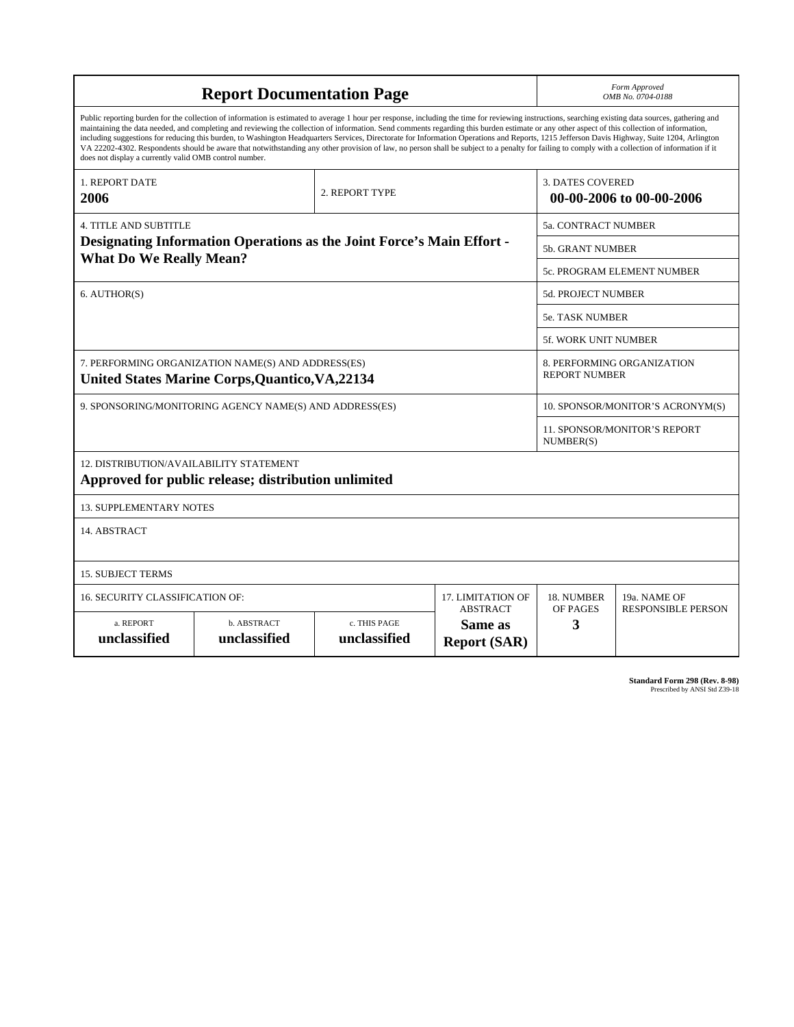# Report Documentation Page

*Form Approved*
*OMB No. 0704-0188*

Public reporting burden for the collection of information is estimated to average 1 hour per response, including the time for reviewing instructions, searching existing data sources, gathering and maintaining the data needed, and completing and reviewing the collection of information. Send comments regarding this burden estimate or any other aspect of this collection of information, including suggestions for reducing this burden, to Washington Headquarters Services, Directorate for Information Operations and Reports, 1215 Jefferson Davis Highway, Suite 1204, Arlington VA 22202-4302. Respondents should be aware that notwithstanding any other provision of law, no person shall be subject to a penalty for failing to comply with a collection of information if it does not display a currently valid OMB control number.

| 1. REPORT DATE | 2. REPORT TYPE | 3. DATES COVERED |
|---|---|---|
| **2006** | | **00-00-2006 to 00-00-2006** |

| 4. TITLE AND SUBTITLE | |
|---|---|
| **Designating Information Operations as the Joint Force's Main Effort - What Do We Really Mean?** | 5a. CONTRACT NUMBER |
| | 5b. GRANT NUMBER |
| | 5c. PROGRAM ELEMENT NUMBER |
| 6. AUTHOR(S) | 5d. PROJECT NUMBER |
| | 5e. TASK NUMBER |
| | 5f. WORK UNIT NUMBER |
| 7. PERFORMING ORGANIZATION NAME(S) AND ADDRESS(ES) **United States Marine Corps,Quantico,VA,22134** | 8. PERFORMING ORGANIZATION REPORT NUMBER |
| 9. SPONSORING/MONITORING AGENCY NAME(S) AND ADDRESS(ES) | 10. SPONSOR/MONITOR'S ACRONYM(S) |
| | 11. SPONSOR/MONITOR'S REPORT NUMBER(S) |

12. DISTRIBUTION/AVAILABILITY STATEMENT
**Approved for public release; distribution unlimited**

13. SUPPLEMENTARY NOTES

14. ABSTRACT

15. SUBJECT TERMS

| 16. SECURITY CLASSIFICATION OF: | | | 17. LIMITATION OF ABSTRACT | 18. NUMBER OF PAGES | 19a. NAME OF RESPONSIBLE PERSON |
|---|---|---|---|---|---|
| a. REPORT | b. ABSTRACT | c. THIS PAGE | | | |
| **unclassified** | **unclassified** | **unclassified** | **Same as Report (SAR)** | **3** | |

**Standard Form 298 (Rev. 8-98)**
Prescribed by ANSI Std Z39-18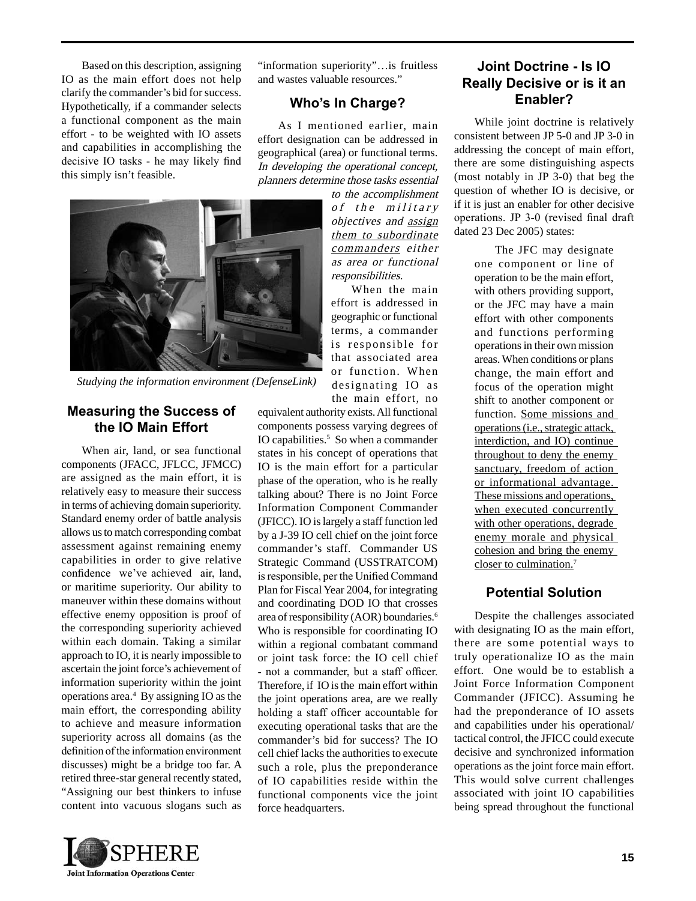Based on this description, assigning IO as the main effort does not help clarify the commander's bid for success. Hypothetically, if a commander selects a functional component as the main effort - to be weighted with IO assets and capabilities in accomplishing the decisive IO tasks - he may likely find this simply isn't feasible.

Studying the information environment (DefenseLink)

## Measuring the Success of the IO Main Effort

When air, land, or sea functional components (JFACC, JFLCC, JFMCC) are assigned as the main effort, it is relatively easy to measure their success in terms of achieving domain superiority. Standard enemy order of battle analysis allows us to match corresponding combat assessment against remaining enemy capabilities in order to give relative confidence we've achieved air, land, or maritime superiority. Our ability to maneuver within these domains without effective enemy opposition is proof of the corresponding superiority achieved within each domain. Taking a similar approach to IO, it is nearly impossible to ascertain the joint force's achievement of information superiority within the joint operations area.[4] By assigning IO as the main effort, the corresponding ability to achieve and measure information superiority across all domains (as the definition of the information environment discusses) might be a bridge too far. A retired three-star general recently stated, "Assigning our best thinkers to infuse content into vacuous slogans such as "information superiority"…is fruitless and wastes valuable resources."

## Who's In Charge?

As I mentioned earlier, main effort designation can be addressed in geographical (area) or functional terms. *In developing the operational concept, planners determine those tasks essential to the accomplishment of the military objectives and <u>assign them to subordinate commanders</u> either as area or functional responsibilities.*

When the main effort is addressed in geographic or functional terms, a commander is responsible for that associated area or function. When designating IO as the main effort, no equivalent authority exists. All functional components possess varying degrees of IO capabilities.[5] So when a commander states in his concept of operations that IO is the main effort for a particular phase of the operation, who is he really talking about? There is no Joint Force Information Component Commander (JFICC). IO is largely a staff function led by a J-39 IO cell chief on the joint force commander's staff. Commander US Strategic Command (USSTRATCOM) is responsible, per the Unified Command Plan for Fiscal Year 2004, for integrating and coordinating DOD IO that crosses area of responsibility (AOR) boundaries.[6] Who is responsible for coordinating IO within a regional combatant command or joint task force: the IO cell chief - not a commander, but a staff officer. Therefore, if IO is the main effort within the joint operations area, are we really holding a staff officer accountable for executing operational tasks that are the commander's bid for success? The IO cell chief lacks the authorities to execute such a role, plus the preponderance of IO capabilities reside within the functional components vice the joint force headquarters.

## Joint Doctrine - Is IO Really Decisive or is it an Enabler?

While joint doctrine is relatively consistent between JP 5-0 and JP 3-0 in addressing the concept of main effort, there are some distinguishing aspects (most notably in JP 3-0) that beg the question of whether IO is decisive, or if it is just an enabler for other decisive operations. JP 3-0 (revised final draft dated 23 Dec 2005) states:

> The JFC may designate one component or line of operation to be the main effort, with others providing support, or the JFC may have a main effort with other components and functions performing operations in their own mission areas. When conditions or plans change, the main effort and focus of the operation might shift to another component or function. <u>Some missions and operations (i.e., strategic attack, interdiction, and IO) continue throughout to deny the enemy sanctuary, freedom of action or informational advantage. These missions and operations, when executed concurrently with other operations, degrade enemy morale and physical cohesion and bring the enemy closer to culmination.</u>[7]

## Potential Solution

Despite the challenges associated with designating IO as the main effort, there are some potential ways to truly operationalize IO as the main effort. One would be to establish a Joint Force Information Component Commander (JFICC). Assuming he had the preponderance of IO assets and capabilities under his operational/tactical control, the JFICC could execute decisive and synchronized information operations as the joint force main effort. This would solve current challenges associated with joint IO capabilities being spread throughout the functional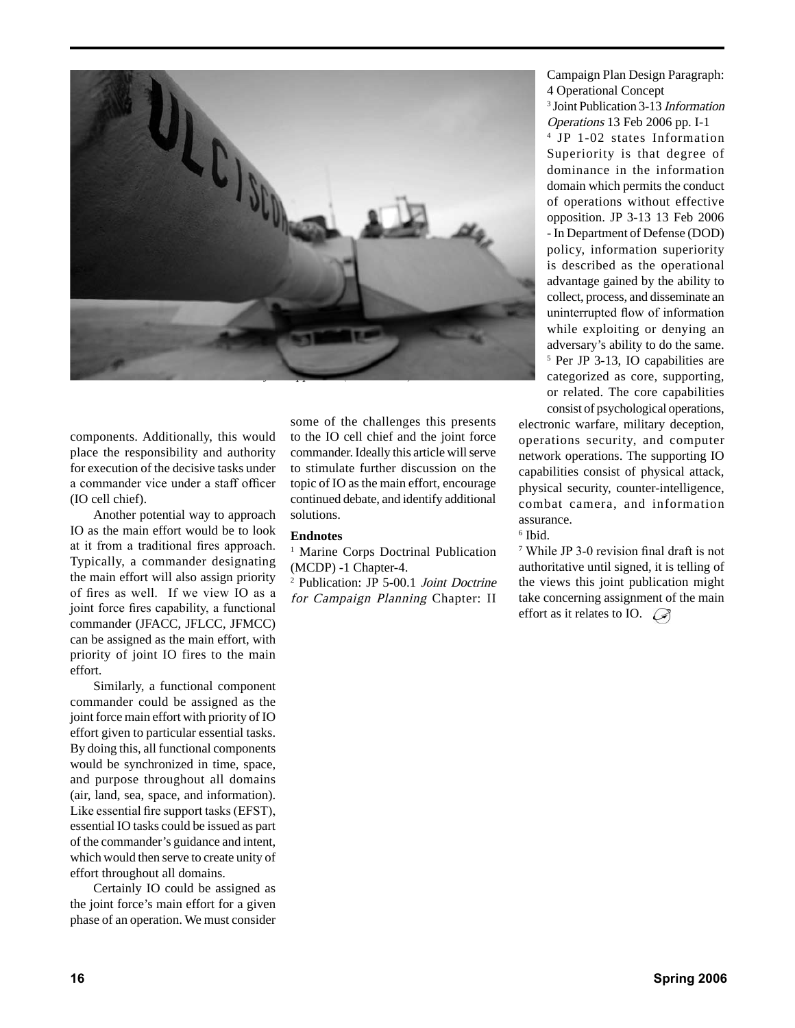components. Additionally, this would place the responsibility and authority for execution of the decisive tasks under a commander vice under a staff officer (IO cell chief).

Another potential way to approach IO as the main effort would be to look at it from a traditional fires approach. Typically, a commander designating the main effort will also assign priority of fires as well. If we view IO as a joint force fires capability, a functional commander (JFACC, JFLCC, JFMCC) can be assigned as the main effort, with priority of joint IO fires to the main effort.

Similarly, a functional component commander could be assigned as the joint force main effort with priority of IO effort given to particular essential tasks. By doing this, all functional components would be synchronized in time, space, and purpose throughout all domains (air, land, sea, space, and information). Like essential fire support tasks (EFST), essential IO tasks could be issued as part of the commander's guidance and intent, which would then serve to create unity of effort throughout all domains.

Certainly IO could be assigned as the joint force's main effort for a given phase of an operation. We must consider some of the challenges this presents to the IO cell chief and the joint force commander. Ideally this article will serve to stimulate further discussion on the topic of IO as the main effort, encourage continued debate, and identify additional solutions.

**Endnotes**

[1] Marine Corps Doctrinal Publication (MCDP) -1 Chapter-4.

[2] Publication: JP 5-00.1 *Joint Doctrine for Campaign Planning* Chapter: II Campaign Plan Design Paragraph: 4 Operational Concept

[3] Joint Publication 3-13 *Information Operations* 13 Feb 2006 pp. I-1

[4] JP 1-02 states Information Superiority is that degree of dominance in the information domain which permits the conduct of operations without effective opposition. JP 3-13 13 Feb 2006 - In Department of Defense (DOD) policy, information superiority is described as the operational advantage gained by the ability to collect, process, and disseminate an uninterrupted flow of information while exploiting or denying an adversary's ability to do the same.

[5] Per JP 3-13, IO capabilities are categorized as core, supporting, or related. The core capabilities consist of psychological operations, electronic warfare, military deception, operations security, and computer network operations. The supporting IO capabilities consist of physical attack, physical security, counter-intelligence, combat camera, and information assurance.

[6] Ibid.

[7] While JP 3-0 revision final draft is not authoritative until signed, it is telling of the views this joint publication might take concerning assignment of the main effort as it relates to IO.